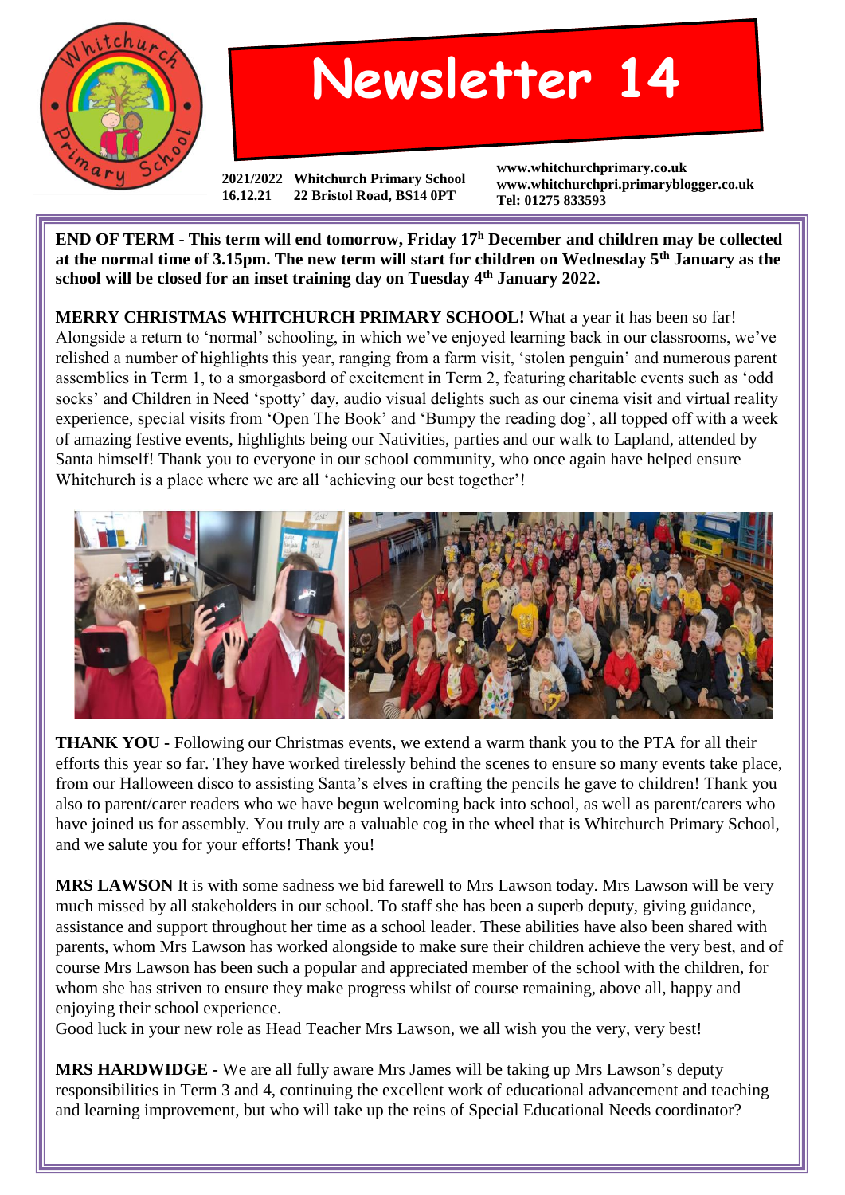# Newsletter 14

**2021/2022** **Whitchurch Primary School**
**16.12.21** **22 Bristol Road, BS14 0PT**

**www.whitchurchprimary.co.uk**
**www.whitchurchpri.primaryblogger.co.uk**
**Tel: 01275 833593**

**END OF TERM - This term will end tomorrow, Friday 17th December and children may be collected at the normal time of 3.15pm. The new term will start for children on Wednesday 5th January as the school will be closed for an inset training day on Tuesday 4th January 2022.**

**MERRY CHRISTMAS WHITCHURCH PRIMARY SCHOOL!** What a year it has been so far! Alongside a return to 'normal' schooling, in which we've enjoyed learning back in our classrooms, we've relished a number of highlights this year, ranging from a farm visit, 'stolen penguin' and numerous parent assemblies in Term 1, to a smorgasbord of excitement in Term 2, featuring charitable events such as 'odd socks' and Children in Need 'spotty' day, audio visual delights such as our cinema visit and virtual reality experience, special visits from 'Open The Book' and 'Bumpy the reading dog', all topped off with a week of amazing festive events, highlights being our Nativities, parties and our walk to Lapland, attended by Santa himself! Thank you to everyone in our school community, who once again have helped ensure Whitchurch is a place where we are all 'achieving our best together'!

**THANK YOU -** Following our Christmas events, we extend a warm thank you to the PTA for all their efforts this year so far. They have worked tirelessly behind the scenes to ensure so many events take place, from our Halloween disco to assisting Santa's elves in crafting the pencils he gave to children! Thank you also to parent/carer readers who we have begun welcoming back into school, as well as parent/carers who have joined us for assembly. You truly are a valuable cog in the wheel that is Whitchurch Primary School, and we salute you for your efforts! Thank you!

**MRS LAWSON** It is with some sadness we bid farewell to Mrs Lawson today. Mrs Lawson will be very much missed by all stakeholders in our school. To staff she has been a superb deputy, giving guidance, assistance and support throughout her time as a school leader. These abilities have also been shared with parents, whom Mrs Lawson has worked alongside to make sure their children achieve the very best, and of course Mrs Lawson has been such a popular and appreciated member of the school with the children, for whom she has striven to ensure they make progress whilst of course remaining, above all, happy and enjoying their school experience.
Good luck in your new role as Head Teacher Mrs Lawson, we all wish you the very, very best!

**MRS HARDWIDGE -** We are all fully aware Mrs James will be taking up Mrs Lawson's deputy responsibilities in Term 3 and 4, continuing the excellent work of educational advancement and teaching and learning improvement, but who will take up the reins of Special Educational Needs coordinator?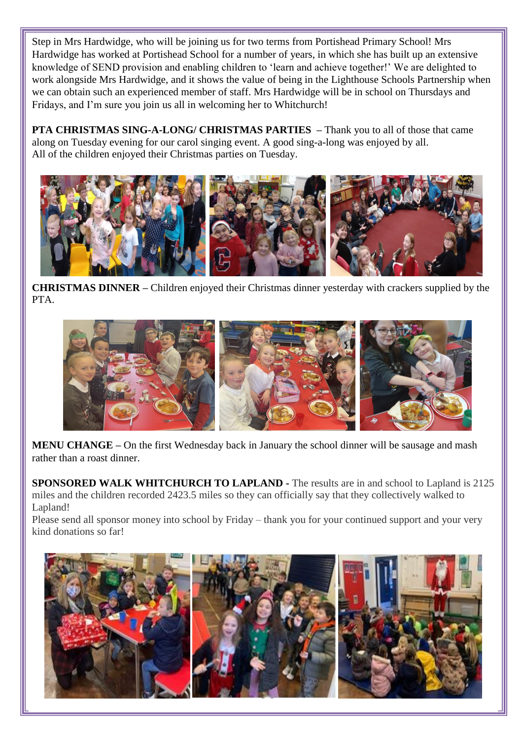Step in Mrs Hardwidge, who will be joining us for two terms from Portishead Primary School! Mrs Hardwidge has worked at Portishead School for a number of years, in which she has built up an extensive knowledge of SEND provision and enabling children to 'learn and achieve together!' We are delighted to work alongside Mrs Hardwidge, and it shows the value of being in the Lighthouse Schools Partnership when we can obtain such an experienced member of staff. Mrs Hardwidge will be in school on Thursdays and Fridays, and I'm sure you join us all in welcoming her to Whitchurch!

**PTA CHRISTMAS SING-A-LONG/ CHRISTMAS PARTIES** – Thank you to all of those that came along on Tuesday evening for our carol singing event. A good sing-a-long was enjoyed by all. All of the children enjoyed their Christmas parties on Tuesday.

**CHRISTMAS DINNER** – Children enjoyed their Christmas dinner yesterday with crackers supplied by the PTA.

**MENU CHANGE** – On the first Wednesday back in January the school dinner will be sausage and mash rather than a roast dinner.

**SPONSORED WALK WHITCHURCH TO LAPLAND** - The results are in and school to Lapland is 2125 miles and the children recorded 2423.5 miles so they can officially say that they collectively walked to Lapland!

Please send all sponsor money into school by Friday – thank you for your continued support and your very kind donations so far!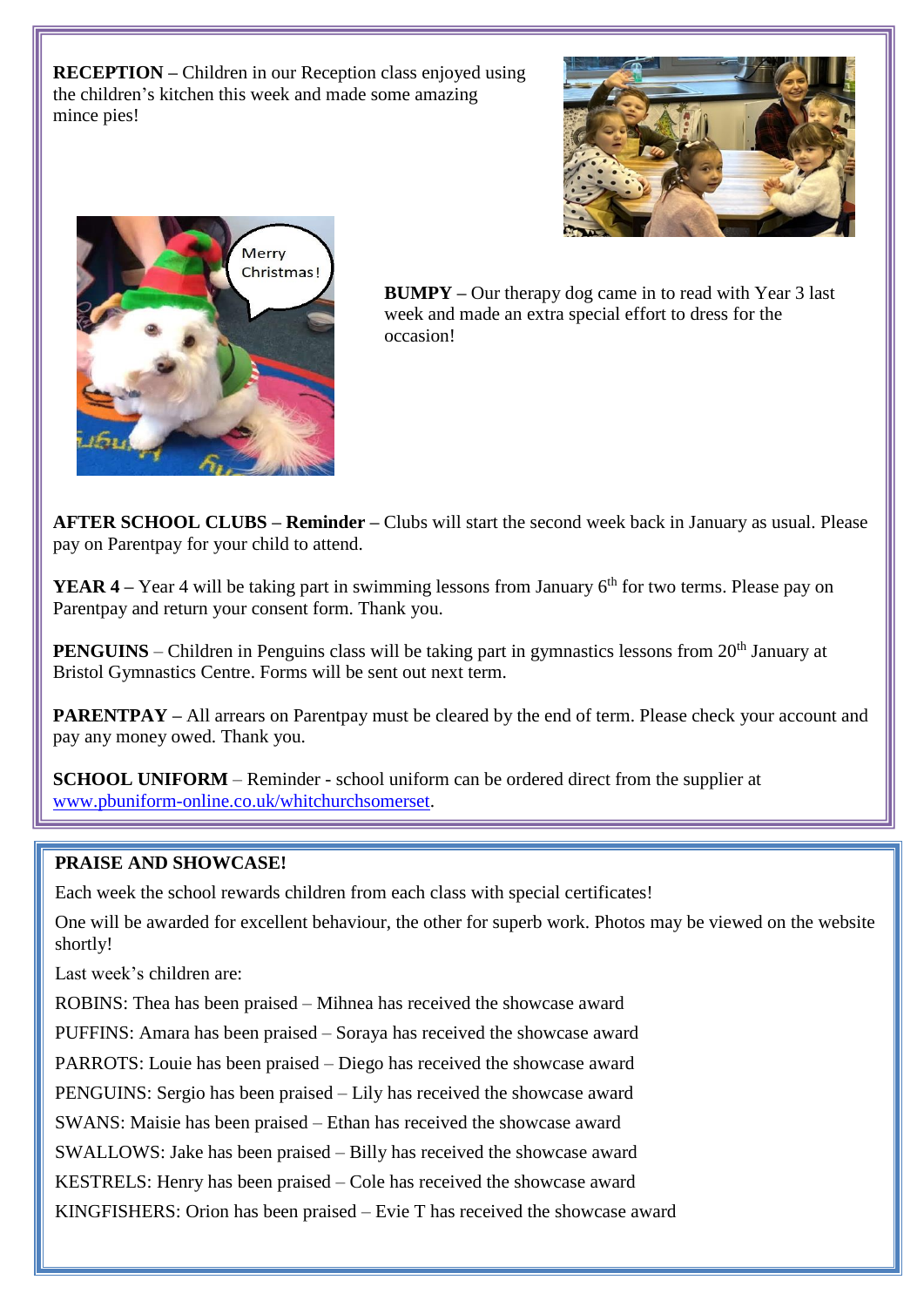**RECEPTION –** Children in our Reception class enjoyed using the children's kitchen this week and made some amazing mince pies!

**BUMPY –** Our therapy dog came in to read with Year 3 last week and made an extra special effort to dress for the occasion!

**AFTER SCHOOL CLUBS – Reminder –** Clubs will start the second week back in January as usual. Please pay on Parentpay for your child to attend.

**YEAR 4 –** Year 4 will be taking part in swimming lessons from January 6th for two terms. Please pay on Parentpay and return your consent form. Thank you.

**PENGUINS** – Children in Penguins class will be taking part in gymnastics lessons from 20th January at Bristol Gymnastics Centre. Forms will be sent out next term.

**PARENTPAY –** All arrears on Parentpay must be cleared by the end of term. Please check your account and pay any money owed. Thank you.

**SCHOOL UNIFORM** – Reminder - school uniform can be ordered direct from the supplier at [www.pbuniform-online.co.uk/whitchurchsomerset](www.pbuniform-online.co.uk/whitchurchsomerset).

**PRAISE AND SHOWCASE!**

Each week the school rewards children from each class with special certificates!

One will be awarded for excellent behaviour, the other for superb work. Photos may be viewed on the website shortly!

Last week's children are:

ROBINS: Thea has been praised – Mihnea has received the showcase award

PUFFINS: Amara has been praised – Soraya has received the showcase award

PARROTS: Louie has been praised – Diego has received the showcase award

PENGUINS: Sergio has been praised – Lily has received the showcase award

SWANS: Maisie has been praised – Ethan has received the showcase award

SWALLOWS: Jake has been praised – Billy has received the showcase award

KESTRELS: Henry has been praised – Cole has received the showcase award

KINGFISHERS: Orion has been praised – Evie T has received the showcase award